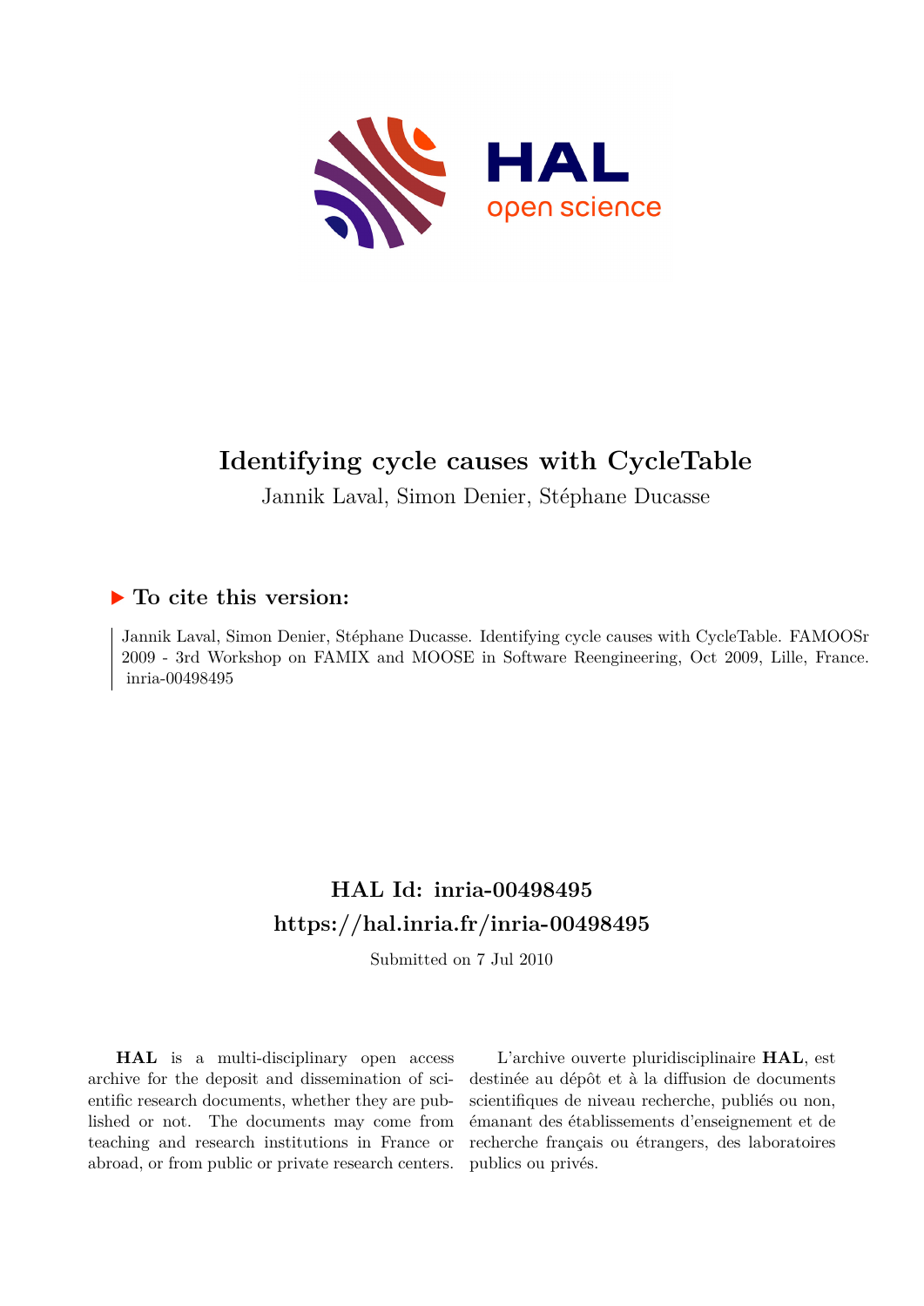# Identifying cycle causes with CycleTable

Jannik Laval, Simon Denier, Stéphane Ducasse

## ▶ To cite this version:

Jannik Laval, Simon Denier, Stéphane Ducasse. Identifying cycle causes with CycleTable. FAMOOSr 2009 - 3rd Workshop on FAMIX and MOOSE in Software Reengineering, Oct 2009, Lille, France. inria-00498495

## HAL Id: inria-00498495

## https://hal.inria.fr/inria-00498495

Submitted on 7 Jul 2010

**HAL** is a multi-disciplinary open access archive for the deposit and dissemination of scientific research documents, whether they are published or not. The documents may come from teaching and research institutions in France or abroad, or from public or private research centers.

L'archive ouverte pluridisciplinaire **HAL**, est destinée au dépôt et à la diffusion de documents scientifiques de niveau recherche, publiés ou non, émanant des établissements d'enseignement et de recherche français ou étrangers, des laboratoires publics ou privés.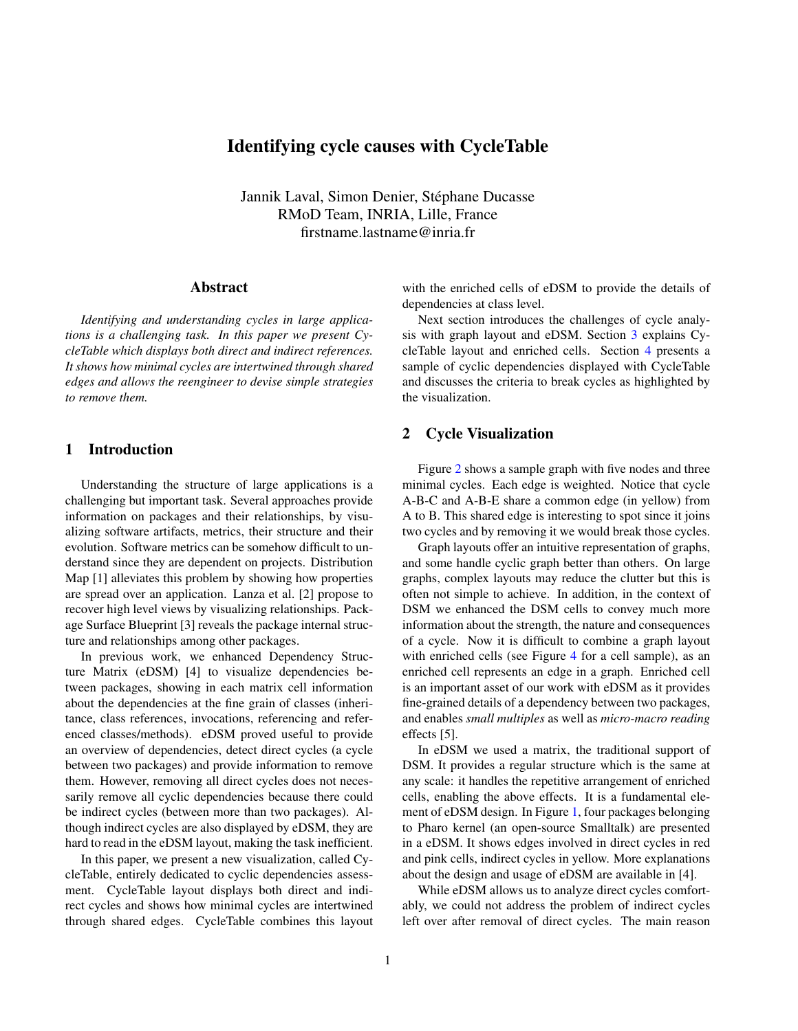# Identifying cycle causes with CycleTable

Jannik Laval, Simon Denier, Stéphane Ducasse
RMoD Team, INRIA, Lille, France
firstname.lastname@inria.fr

## Abstract

*Identifying and understanding cycles in large applications is a challenging task. In this paper we present CycleTable which displays both direct and indirect references. It shows how minimal cycles are intertwined through shared edges and allows the reengineer to devise simple strategies to remove them.*

## 1 Introduction

Understanding the structure of large applications is a challenging but important task. Several approaches provide information on packages and their relationships, by visualizing software artifacts, metrics, their structure and their evolution. Software metrics can be somehow difficult to understand since they are dependent on projects. Distribution Map [1] alleviates this problem by showing how properties are spread over an application. Lanza et al. [2] propose to recover high level views by visualizing relationships. Package Surface Blueprint [3] reveals the package internal structure and relationships among other packages.

In previous work, we enhanced Dependency Structure Matrix (eDSM) [4] to visualize dependencies between packages, showing in each matrix cell information about the dependencies at the fine grain of classes (inheritance, class references, invocations, referencing and referenced classes/methods). eDSM proved useful to provide an overview of dependencies, detect direct cycles (a cycle between two packages) and provide information to remove them. However, removing all direct cycles does not necessarily remove all cyclic dependencies because there could be indirect cycles (between more than two packages). Although indirect cycles are also displayed by eDSM, they are hard to read in the eDSM layout, making the task inefficient.

In this paper, we present a new visualization, called CycleTable, entirely dedicated to cyclic dependencies assessment. CycleTable layout displays both direct and indirect cycles and shows how minimal cycles are intertwined through shared edges. CycleTable combines this layout with the enriched cells of eDSM to provide the details of dependencies at class level.

Next section introduces the challenges of cycle analysis with graph layout and eDSM. Section 3 explains CycleTable layout and enriched cells. Section 4 presents a sample of cyclic dependencies displayed with CycleTable and discusses the criteria to break cycles as highlighted by the visualization.

## 2 Cycle Visualization

Figure 2 shows a sample graph with five nodes and three minimal cycles. Each edge is weighted. Notice that cycle A-B-C and A-B-E share a common edge (in yellow) from A to B. This shared edge is interesting to spot since it joins two cycles and by removing it we would break those cycles.

Graph layouts offer an intuitive representation of graphs, and some handle cyclic graph better than others. On large graphs, complex layouts may reduce the clutter but this is often not simple to achieve. In addition, in the context of DSM we enhanced the DSM cells to convey much more information about the strength, the nature and consequences of a cycle. Now it is difficult to combine a graph layout with enriched cells (see Figure 4 for a cell sample), as an enriched cell represents an edge in a graph. Enriched cell is an important asset of our work with eDSM as it provides fine-grained details of a dependency between two packages, and enables *small multiples* as well as *micro-macro reading* effects [5].

In eDSM we used a matrix, the traditional support of DSM. It provides a regular structure which is the same at any scale: it handles the repetitive arrangement of enriched cells, enabling the above effects. It is a fundamental element of eDSM design. In Figure 1, four packages belonging to Pharo kernel (an open-source Smalltalk) are presented in a eDSM. It shows edges involved in direct cycles in red and pink cells, indirect cycles in yellow. More explanations about the design and usage of eDSM are available in [4].

While eDSM allows us to analyze direct cycles comfortably, we could not address the problem of indirect cycles left over after removal of direct cycles. The main reason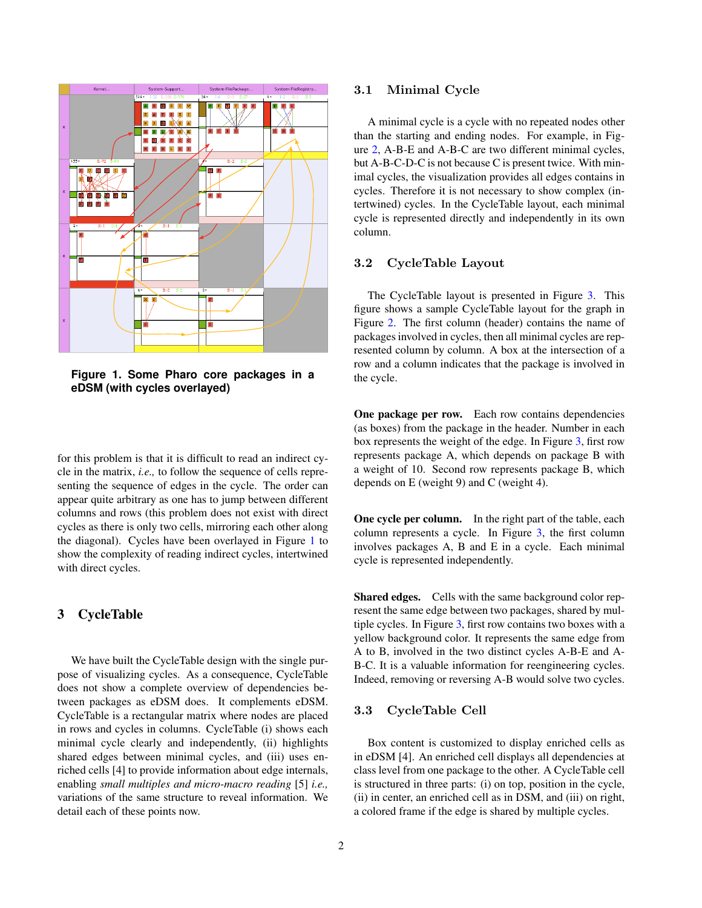**Figure 1. Some Pharo core packages in a eDSM (with cycles overlayed)**

for this problem is that it is difficult to read an indirect cycle in the matrix, *i.e.,* to follow the sequence of cells representing the sequence of edges in the cycle. The order can appear quite arbitrary as one has to jump between different columns and rows (this problem does not exist with direct cycles as there is only two cells, mirroring each other along the diagonal). Cycles have been overlayed in Figure 1 to show the complexity of reading indirect cycles, intertwined with direct cycles.

# 3 CycleTable

We have built the CycleTable design with the single purpose of visualizing cycles. As a consequence, CycleTable does not show a complete overview of dependencies between packages as eDSM does. It complements eDSM. CycleTable is a rectangular matrix where nodes are placed in rows and cycles in columns. CycleTable (i) shows each minimal cycle clearly and independently, (ii) highlights shared edges between minimal cycles, and (iii) uses enriched cells [4] to provide information about edge internals, enabling *small multiples and micro-macro reading* [5] *i.e.,* variations of the same structure to reveal information. We detail each of these points now.

## 3.1 Minimal Cycle

A minimal cycle is a cycle with no repeated nodes other than the starting and ending nodes. For example, in Figure 2, A-B-E and A-B-C are two different minimal cycles, but A-B-C-D-C is not because C is present twice. With minimal cycles, the visualization provides all edges contains in cycles. Therefore it is not necessary to show complex (intertwined) cycles. In the CycleTable layout, each minimal cycle is represented directly and independently in its own column.

## 3.2 CycleTable Layout

The CycleTable layout is presented in Figure 3. This figure shows a sample CycleTable layout for the graph in Figure 2. The first column (header) contains the name of packages involved in cycles, then all minimal cycles are represented column by column. A box at the intersection of a row and a column indicates that the package is involved in the cycle.

**One package per row.** Each row contains dependencies (as boxes) from the package in the header. Number in each box represents the weight of the edge. In Figure 3, first row represents package A, which depends on package B with a weight of 10. Second row represents package B, which depends on E (weight 9) and C (weight 4).

**One cycle per column.** In the right part of the table, each column represents a cycle. In Figure 3, the first column involves packages A, B and E in a cycle. Each minimal cycle is represented independently.

**Shared edges.** Cells with the same background color represent the same edge between two packages, shared by multiple cycles. In Figure 3, first row contains two boxes with a yellow background color. It represents the same edge from A to B, involved in the two distinct cycles A-B-E and A-B-C. It is a valuable information for reengineering cycles. Indeed, removing or reversing A-B would solve two cycles.

## 3.3 CycleTable Cell

Box content is customized to display enriched cells as in eDSM [4]. An enriched cell displays all dependencies at class level from one package to the other. A CycleTable cell is structured in three parts: (i) on top, position in the cycle, (ii) in center, an enriched cell as in DSM, and (iii) on right, a colored frame if the edge is shared by multiple cycles.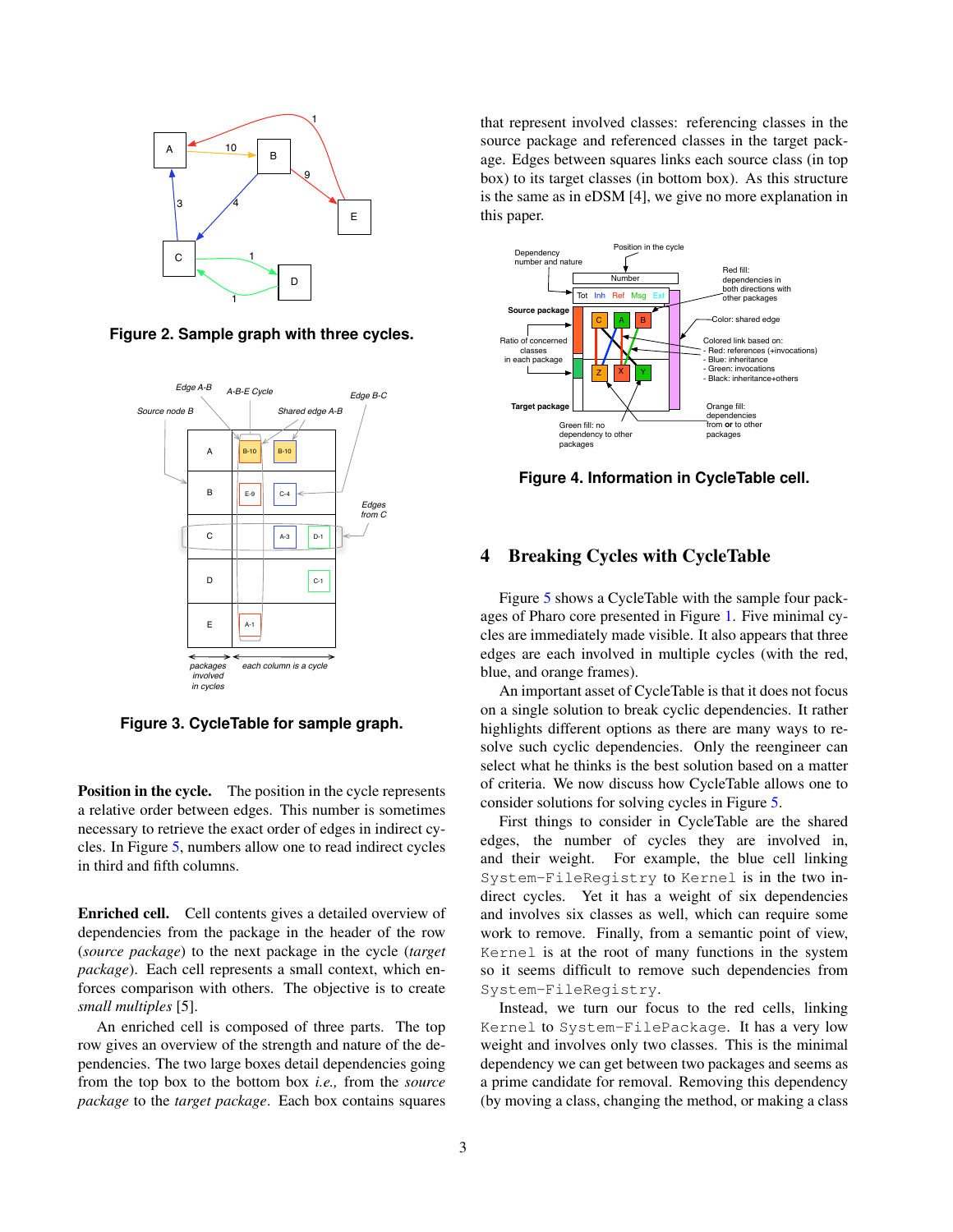Figure 2. Sample graph with three cycles.

Figure 3. CycleTable for sample graph.

**Position in the cycle.** The position in the cycle represents a relative order between edges. This number is sometimes necessary to retrieve the exact order of edges in indirect cycles. In Figure 5, numbers allow one to read indirect cycles in third and fifth columns.

**Enriched cell.** Cell contents gives a detailed overview of dependencies from the package in the header of the row (*source package*) to the next package in the cycle (*target package*). Each cell represents a small context, which enforces comparison with others. The objective is to create *small multiples* [5].

An enriched cell is composed of three parts. The top row gives an overview of the strength and nature of the dependencies. The two large boxes detail dependencies going from the top box to the bottom box *i.e.,* from the *source package* to the *target package*. Each box contains squares that represent involved classes: referencing classes in the source package and referenced classes in the target package. Edges between squares links each source class (in top box) to its target classes (in bottom box). As this structure is the same as in eDSM [4], we give no more explanation in this paper.

Figure 4. Information in CycleTable cell.

## 4 Breaking Cycles with CycleTable

Figure 5 shows a CycleTable with the sample four packages of Pharo core presented in Figure 1. Five minimal cycles are immediately made visible. It also appears that three edges are each involved in multiple cycles (with the red, blue, and orange frames).

An important asset of CycleTable is that it does not focus on a single solution to break cyclic dependencies. It rather highlights different options as there are many ways to resolve such cyclic dependencies. Only the reengineer can select what he thinks is the best solution based on a matter of criteria. We now discuss how CycleTable allows one to consider solutions for solving cycles in Figure 5.

First things to consider in CycleTable are the shared edges, the number of cycles they are involved in, and their weight. For example, the blue cell linking `System-FileRegistry` to `Kernel` is in the two indirect cycles. Yet it has a weight of six dependencies and involves six classes as well, which can require some work to remove. Finally, from a semantic point of view, `Kernel` is at the root of many functions in the system so it seems difficult to remove such dependencies from `System-FileRegistry`.

Instead, we turn our focus to the red cells, linking `Kernel` to `System-FilePackage`. It has a very low weight and involves only two classes. This is the minimal dependency we can get between two packages and seems as a prime candidate for removal. Removing this dependency (by moving a class, changing the method, or making a class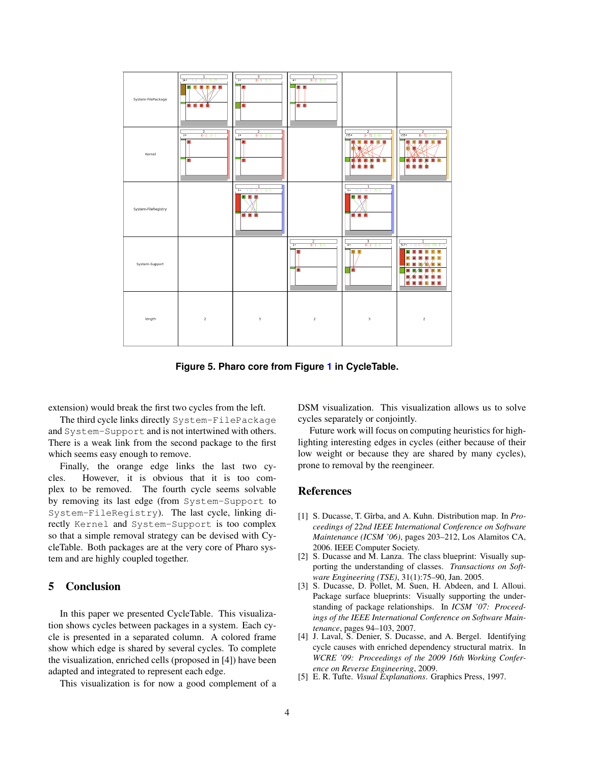System-FilePackage

Kernel

System-FileRegistry

System-Support

length

2

3

2

3

2

**Figure 5. Pharo core from Figure 1 in CycleTable.**

extension) would break the first two cycles from the left.

The third cycle links directly `System-FilePackage` and `System-Support` and is not intertwined with others. There is a weak link from the second package to the first which seems easy enough to remove.

Finally, the orange edge links the last two cycles. However, it is obvious that it is too complex to be removed. The fourth cycle seems solvable by removing its last edge (from `System-Support` to `System-FileRegistry`). The last cycle, linking directly `Kernel` and `System-Support` is too complex so that a simple removal strategy can be devised with CycleTable. Both packages are at the very core of Pharo system and are highly coupled together.

## 5 Conclusion

In this paper we presented CycleTable. This visualization shows cycles between packages in a system. Each cycle is presented in a separated column. A colored frame show which edge is shared by several cycles. To complete the visualization, enriched cells (proposed in [4]) have been adapted and integrated to represent each edge.

This visualization is for now a good complement of a DSM visualization. This visualization allows us to solve cycles separately or conjointly.

Future work will focus on computing heuristics for highlighting interesting edges in cycles (either because of their low weight or because they are shared by many cycles), prone to removal by the reengineer.

## References

[1] S. Ducasse, T. Gîrba, and A. Kuhn. Distribution map. In *Proceedings of 22nd IEEE International Conference on Software Maintenance (ICSM '06)*, pages 203–212, Los Alamitos CA, 2006. IEEE Computer Society.

[2] S. Ducasse and M. Lanza. The class blueprint: Visually supporting the understanding of classes. *Transactions on Software Engineering (TSE)*, 31(1):75–90, Jan. 2005.

[3] S. Ducasse, D. Pollet, M. Suen, H. Abdeen, and I. Alloui. Package surface blueprints: Visually supporting the understanding of package relationships. In *ICSM '07: Proceedings of the IEEE International Conference on Software Maintenance*, pages 94–103, 2007.

[4] J. Laval, S. Denier, S. Ducasse, and A. Bergel. Identifying cycle causes with enriched dependency structural matrix. In *WCRE '09: Proceedings of the 2009 16th Working Conference on Reverse Engineering*, 2009.

[5] E. R. Tufte. *Visual Explanations*. Graphics Press, 1997.